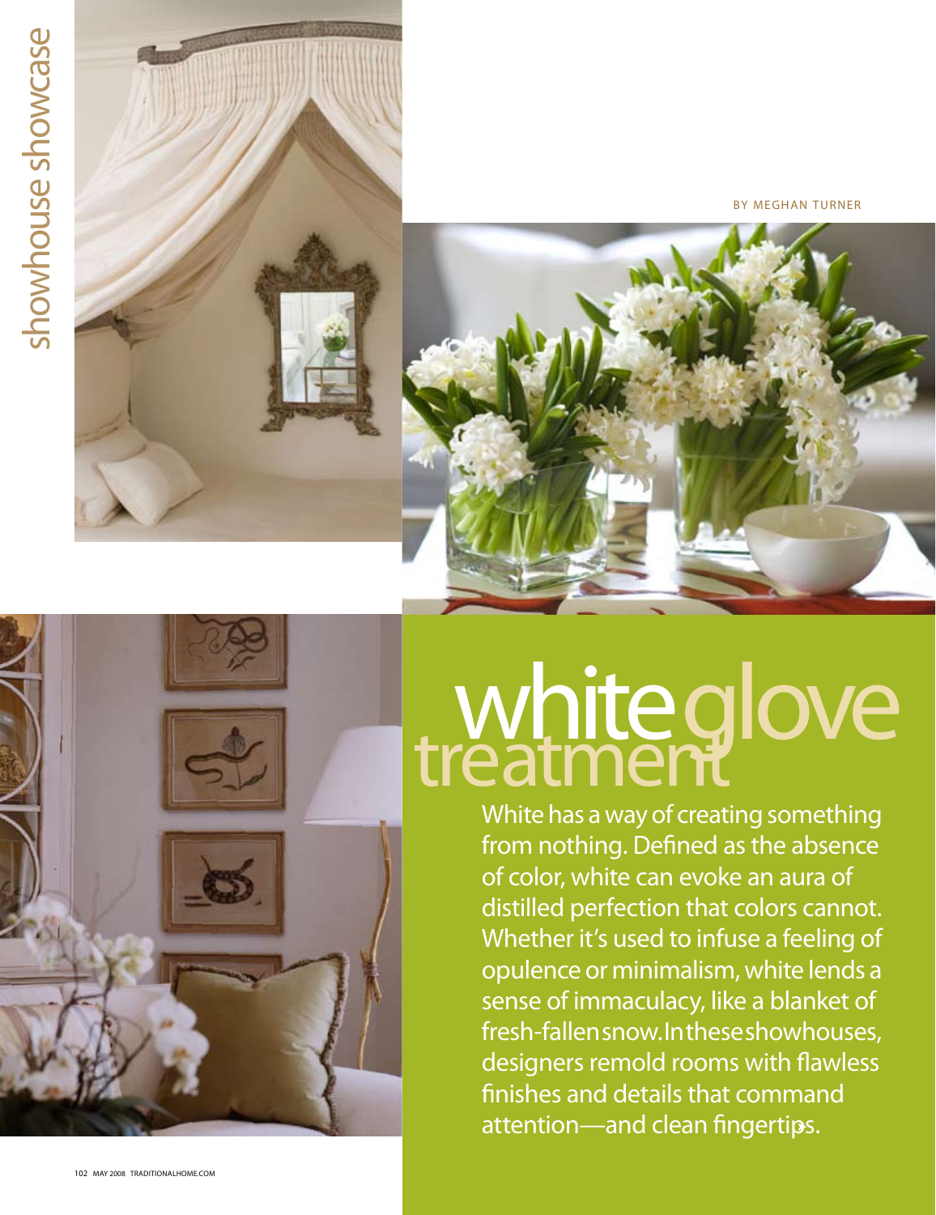BY MEGHAN TURNER

# white glove treatment

White has a way of creating something from nothing. Defined as the absence of color, white can evoke an aura of distilled perfection that colors cannot. Whether it's used to infuse a feeling of opulence or minimalism, white lends a sense of immaculacy, like a blanket of fresh-fallen snow. In these showhouses, designers remold rooms with flawless finishes and details that command attention—and clean fingertips.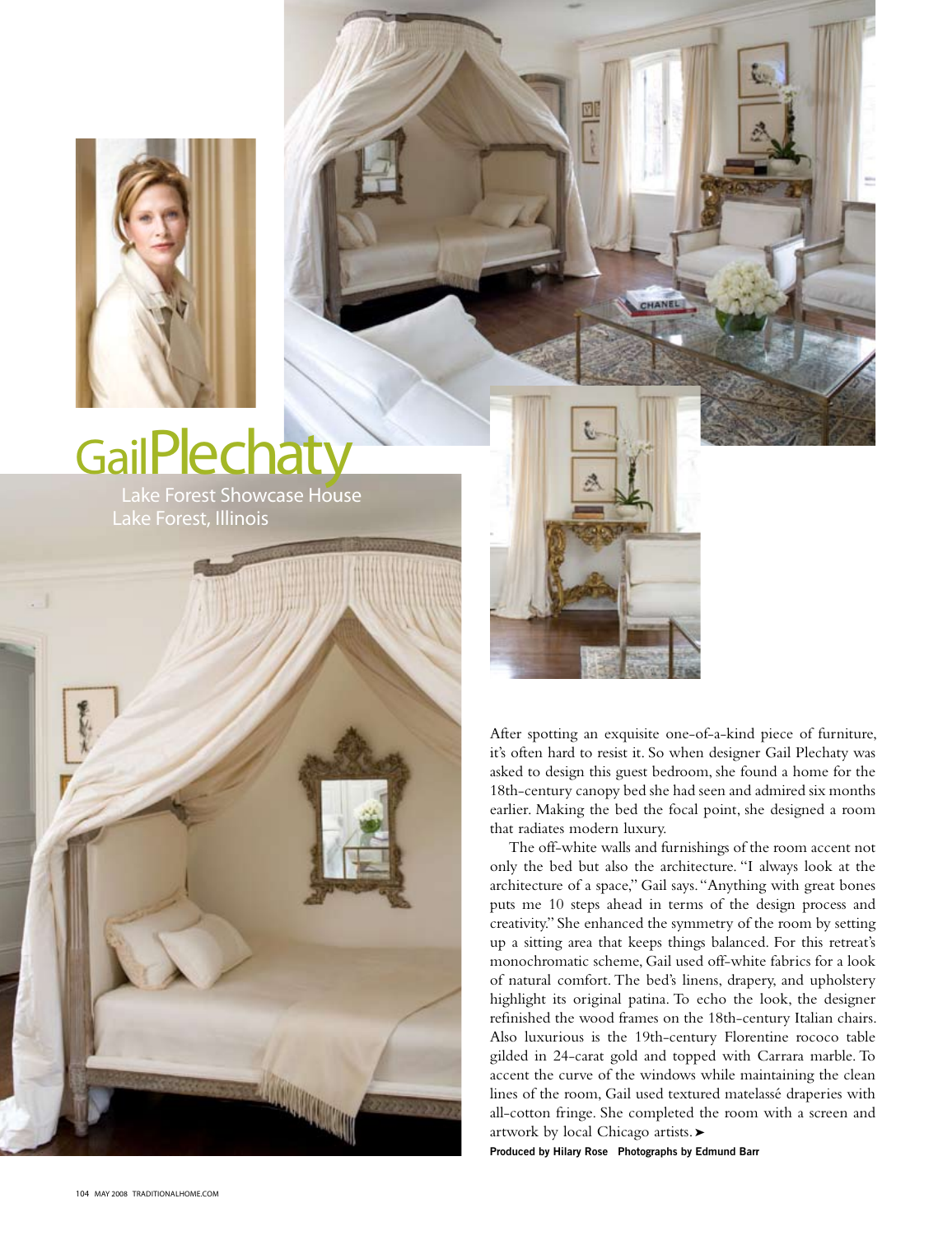# Gail Plechaty

Lake Forest Showcase House
Lake Forest, Illinois

After spotting an exquisite one-of-a-kind piece of furniture, it's often hard to resist it. So when designer Gail Plechaty was asked to design this guest bedroom, she found a home for the 18th-century canopy bed she had seen and admired six months earlier. Making the bed the focal point, she designed a room that radiates modern luxury.

The off-white walls and furnishings of the room accent not only the bed but also the architecture. "I always look at the architecture of a space," Gail says. "Anything with great bones puts me 10 steps ahead in terms of the design process and creativity." She enhanced the symmetry of the room by setting up a sitting area that keeps things balanced. For this retreat's monochromatic scheme, Gail used off-white fabrics for a look of natural comfort. The bed's linens, drapery, and upholstery highlight its original patina. To echo the look, the designer refinished the wood frames on the 18th-century Italian chairs. Also luxurious is the 19th-century Florentine rococo table gilded in 24-carat gold and topped with Carrara marble. To accent the curve of the windows while maintaining the clean lines of the room, Gail used textured matelassé draperies with all-cotton fringe. She completed the room with a screen and artwork by local Chicago artists.➤

**Produced by Hilary Rose Photographs by Edmund Barr**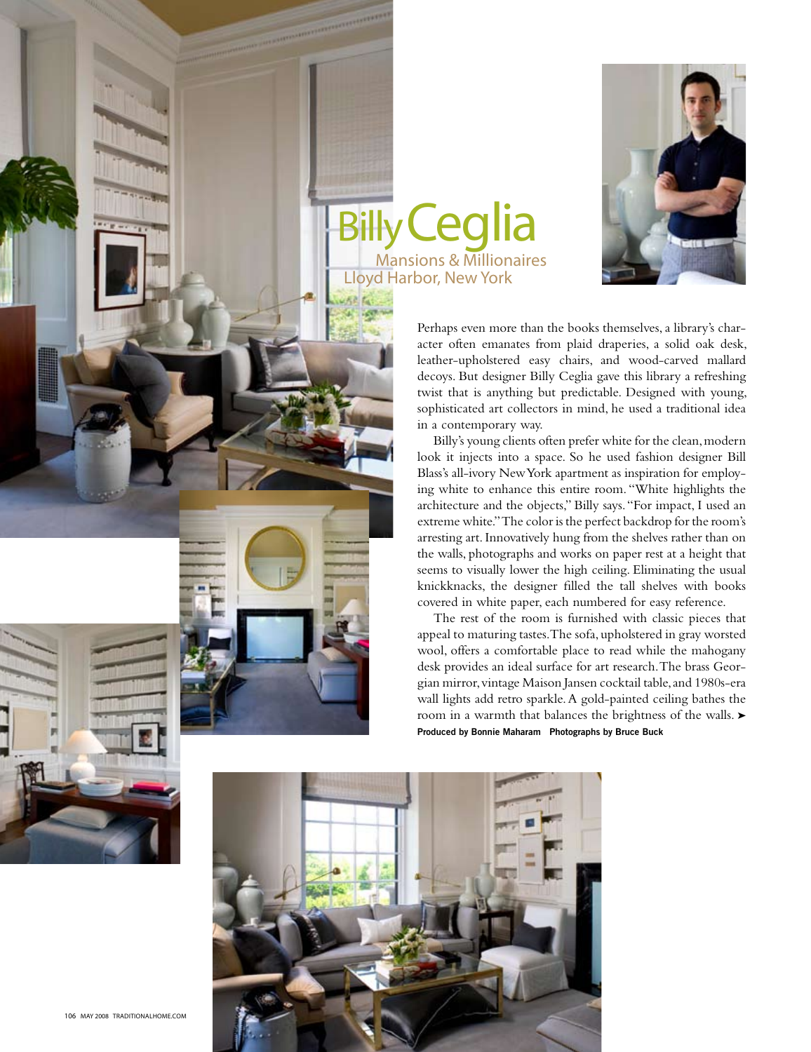# Billy Ceglia

Mansions & Millionaires
Lloyd Harbor, New York

Perhaps even more than the books themselves, a library's character often emanates from plaid draperies, a solid oak desk, leather-upholstered easy chairs, and wood-carved mallard decoys. But designer Billy Ceglia gave this library a refreshing twist that is anything but predictable. Designed with young, sophisticated art collectors in mind, he used a traditional idea in a contemporary way.

Billy's young clients often prefer white for the clean, modern look it injects into a space. So he used fashion designer Bill Blass's all-ivory New York apartment as inspiration for employing white to enhance this entire room. "White highlights the architecture and the objects," Billy says. "For impact, I used an extreme white." The color is the perfect backdrop for the room's arresting art. Innovatively hung from the shelves rather than on the walls, photographs and works on paper rest at a height that seems to visually lower the high ceiling. Eliminating the usual knickknacks, the designer filled the tall shelves with books covered in white paper, each numbered for easy reference.

The rest of the room is furnished with classic pieces that appeal to maturing tastes. The sofa, upholstered in gray worsted wool, offers a comfortable place to read while the mahogany desk provides an ideal surface for art research. The brass Georgian mirror, vintage Maison Jansen cocktail table, and 1980s-era wall lights add retro sparkle. A gold-painted ceiling bathes the room in a warmth that balances the brightness of the walls. ➤

**Produced by Bonnie Maharam Photographs by Bruce Buck**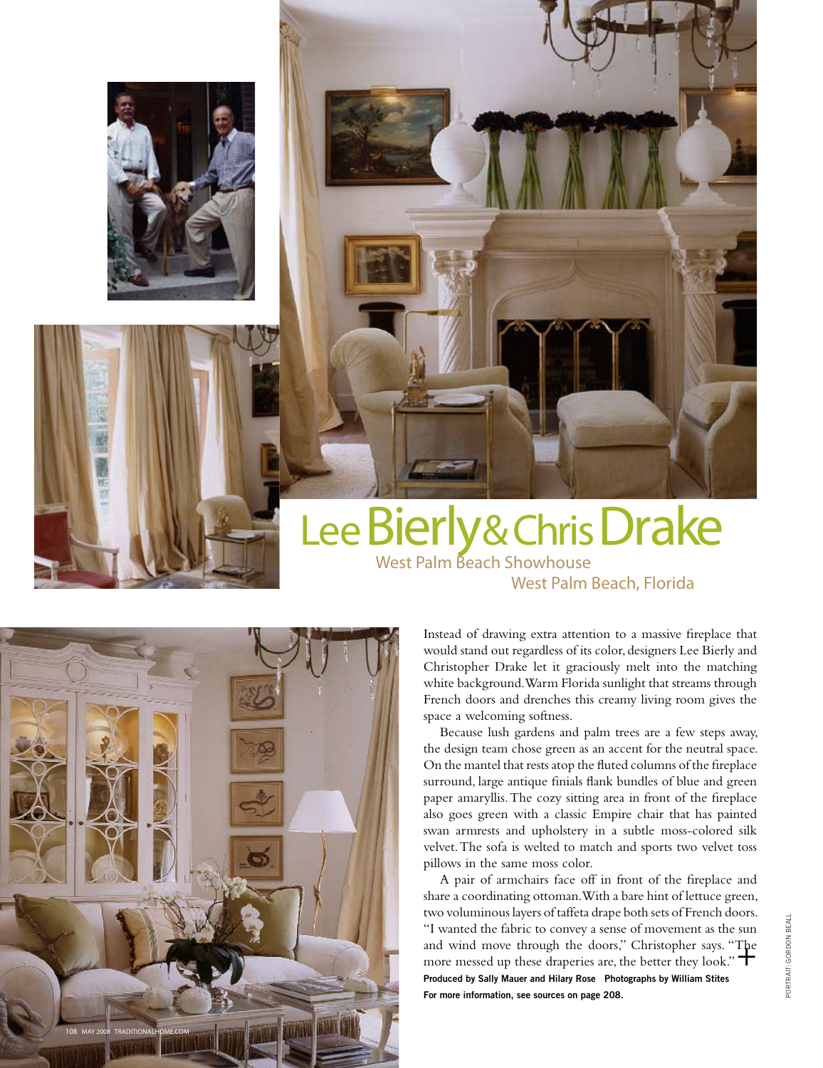# Lee Bierly & Chris Drake

## West Palm Beach Showhouse

### West Palm Beach, Florida

Instead of drawing extra attention to a massive fireplace that would stand out regardless of its color, designers Lee Bierly and Christopher Drake let it graciously melt into the matching white background. Warm Florida sunlight that streams through French doors and drenches this creamy living room gives the space a welcoming softness.

Because lush gardens and palm trees are a few steps away, the design team chose green as an accent for the neutral space. On the mantel that rests atop the fluted columns of the fireplace surround, large antique finials flank bundles of blue and green paper amaryllis. The cozy sitting area in front of the fireplace also goes green with a classic Empire chair that has painted swan armrests and upholstery in a subtle moss-colored silk velvet. The sofa is welted to match and sports two velvet toss pillows in the same moss color.

A pair of armchairs face off in front of the fireplace and share a coordinating ottoman. With a bare hint of lettuce green, two voluminous layers of taffeta drape both sets of French doors. "I wanted the fabric to convey a sense of movement as the sun and wind move through the doors," Christopher says. "The more messed up these draperies are, the better they look." +

**Produced by Sally Mauer and Hilary Rose Photographs by William Stites**
**For more information, see sources on page 208.**

PORTRAIT: GORDON BEALL